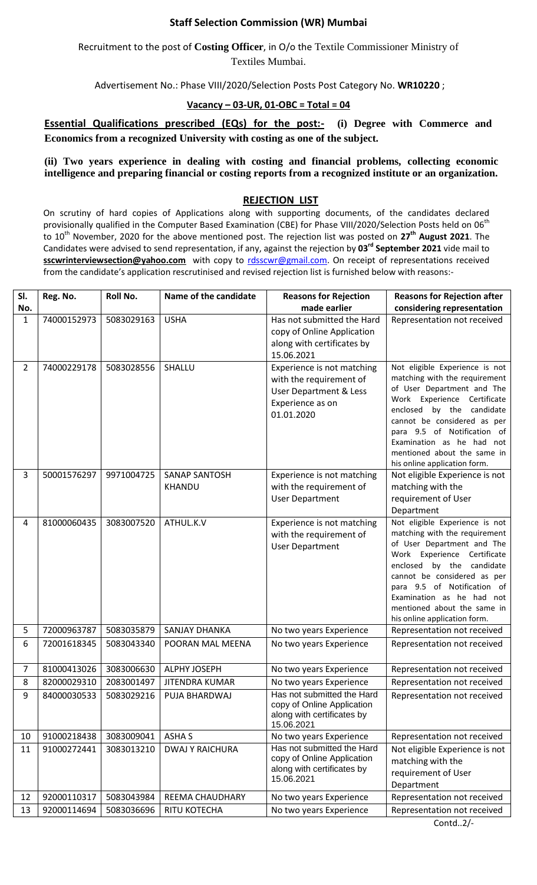## Staff Selection Commission (WR) Mumbai

Recruitment to the post of **Costing Officer**, in O/o the Textile Commissioner Ministry of Textiles Mumbai.

Advertisement No.: Phase VIII/2020/Selection Posts Post Category No. **WR10220** ;

**Vacancy – 03-UR, 01-OBC = Total = 04**

**Essential Qualifications prescribed (EQs) for the post:- (i) Degree with Commerce and Economics from a recognized University with costing as one of the subject.**

**(ii) Two years experience in dealing with costing and financial problems, collecting economic intelligence and preparing financial or costing reports from a recognized institute or an organization.**

### REJECTION LIST

On scrutiny of hard copies of Applications along with supporting documents, of the candidates declared provisionally qualified in the Computer Based Examination (CBE) for Phase VIII/2020/Selection Posts held on 06th to 10th November, 2020 for the above mentioned post. The rejection list was posted on **27th August 2021**. The Candidates were advised to send representation, if any, against the rejection by **03rd September 2021** vide mail to **sscwrinterviewsection@yahoo.com** with copy to rdsscwr@gmail.com. On receipt of representations received from the candidate's application rescrutinised and revised rejection list is furnished below with reasons:-

| Sl. No. | Reg. No. | Roll No. | Name of the candidate | Reasons for Rejection made earlier | Reasons for Rejection after considering representation |
|---|---|---|---|---|---|
| 1 | 74000152973 | 5083029163 | USHA | Has not submitted the Hard copy of Online Application along with certificates by 15.06.2021 | Representation not received |
| 2 | 74000229178 | 5083028556 | SHALLU | Experience is not matching with the requirement of User Department & Less Experience as on 01.01.2020 | Not eligible Experience is not matching with the requirement of User Department and The Work Experience Certificate enclosed by the candidate cannot be considered as per para 9.5 of Notification of Examination as he had not mentioned about the same in his online application form. |
| 3 | 50001576297 | 9971004725 | SANAP SANTOSH KHANDU | Experience is not matching with the requirement of User Department | Not eligible Experience is not matching with the requirement of User Department |
| 4 | 81000060435 | 3083007520 | ATHUL.K.V | Experience is not matching with the requirement of User Department | Not eligible Experience is not matching with the requirement of User Department and The Work Experience Certificate enclosed by the candidate cannot be considered as per para 9.5 of Notification of Examination as he had not mentioned about the same in his online application form. |
| 5 | 72000963787 | 5083035879 | SANJAY DHANKA | No two years Experience | Representation not received |
| 6 | 72001618345 | 5083043340 | POORAN MAL MEENA | No two years Experience | Representation not received |
| 7 | 81000413026 | 3083006630 | ALPHY JOSEPH | No two years Experience | Representation not received |
| 8 | 82000029310 | 2083001497 | JITENDRA KUMAR | No two years Experience | Representation not received |
| 9 | 84000030533 | 5083029216 | PUJA BHARDWAJ | Has not submitted the Hard copy of Online Application along with certificates by 15.06.2021 | Representation not received |
| 10 | 91000218438 | 3083009041 | ASHA S | No two years Experience | Representation not received |
| 11 | 91000272441 | 3083013210 | DWAJ Y RAICHURA | Has not submitted the Hard copy of Online Application along with certificates by 15.06.2021 | Not eligible Experience is not matching with the requirement of User Department |
| 12 | 92000110317 | 5083043984 | REEMA CHAUDHARY | No two years Experience | Representation not received |
| 13 | 92000114694 | 5083036696 | RITU KOTECHA | No two years Experience | Representation not received |

Contd..2/-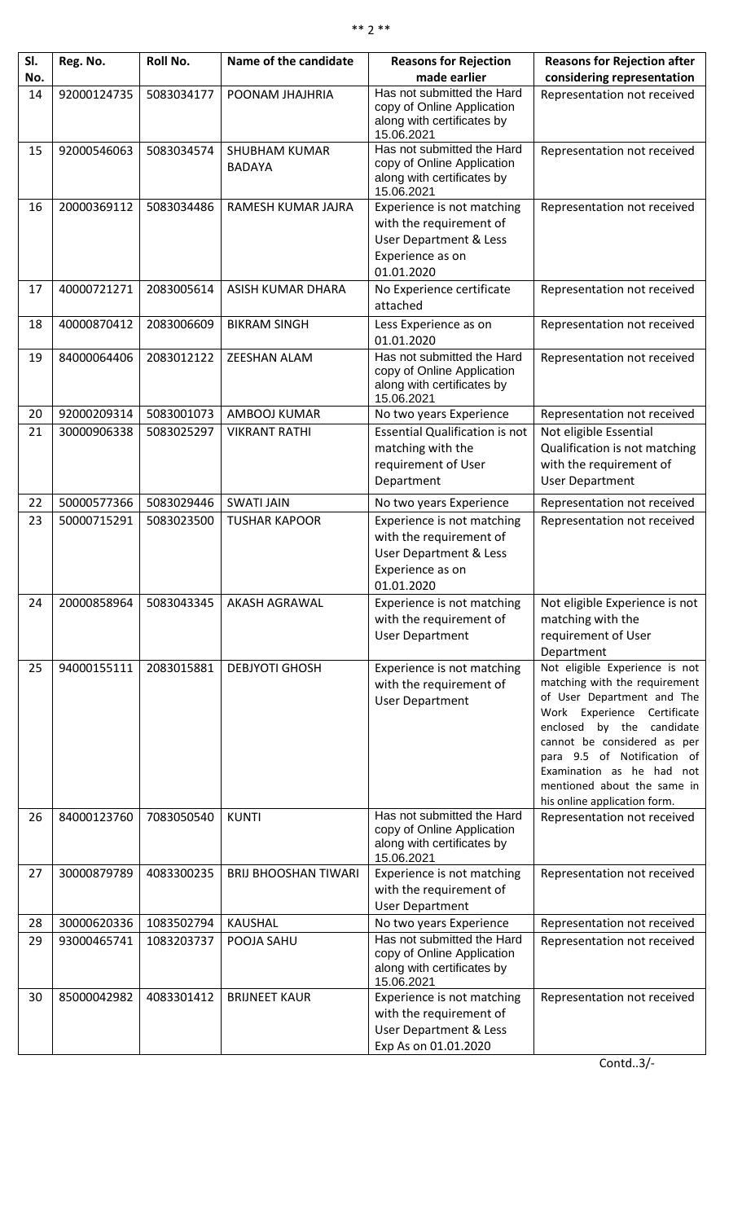| Sl. No. | Reg. No. | Roll No. | Name of the candidate | Reasons for Rejection made earlier | Reasons for Rejection after considering representation |
|---|---|---|---|---|---|
| 14 | 92000124735 | 5083034177 | POONAM JHAJHRIA | Has not submitted the Hard copy of Online Application along with certificates by 15.06.2021 | Representation not received |
| 15 | 92000546063 | 5083034574 | SHUBHAM KUMAR BADAYA | Has not submitted the Hard copy of Online Application along with certificates by 15.06.2021 | Representation not received |
| 16 | 20000369112 | 5083034486 | RAMESH KUMAR JAJRA | Experience is not matching with the requirement of User Department & Less Experience as on 01.01.2020 | Representation not received |
| 17 | 40000721271 | 2083005614 | ASISH KUMAR DHARA | No Experience certificate attached | Representation not received |
| 18 | 40000870412 | 2083006609 | BIKRAM SINGH | Less Experience as on 01.01.2020 | Representation not received |
| 19 | 84000064406 | 2083012122 | ZEESHAN ALAM | Has not submitted the Hard copy of Online Application along with certificates by 15.06.2021 | Representation not received |
| 20 | 92000209314 | 5083001073 | AMBOOJ KUMAR | No two years Experience | Representation not received |
| 21 | 30000906338 | 5083025297 | VIKRANT RATHI | Essential Qualification is not matching with the requirement of User Department | Not eligible Essential Qualification is not matching with the requirement of User Department |
| 22 | 50000577366 | 5083029446 | SWATI JAIN | No two years Experience | Representation not received |
| 23 | 50000715291 | 5083023500 | TUSHAR KAPOOR | Experience is not matching with the requirement of User Department & Less Experience as on 01.01.2020 | Representation not received |
| 24 | 20000858964 | 5083043345 | AKASH AGRAWAL | Experience is not matching with the requirement of User Department | Not eligible Experience is not matching with the requirement of User Department |
| 25 | 94000155111 | 2083015881 | DEBJYOTI GHOSH | Experience is not matching with the requirement of User Department | Not eligible Experience is not matching with the requirement of User Department and The Work Experience Certificate enclosed by the candidate cannot be considered as per para 9.5 of Notification of Examination as he had not mentioned about the same in his online application form. |
| 26 | 84000123760 | 7083050540 | KUNTI | Has not submitted the Hard copy of Online Application along with certificates by 15.06.2021 | Representation not received |
| 27 | 30000879789 | 4083300235 | BRIJ BHOOSHAN TIWARI | Experience is not matching with the requirement of User Department | Representation not received |
| 28 | 30000620336 | 1083502794 | KAUSHAL | No two years Experience | Representation not received |
| 29 | 93000465741 | 1083203737 | POOJA SAHU | Has not submitted the Hard copy of Online Application along with certificates by 15.06.2021 | Representation not received |
| 30 | 85000042982 | 4083301412 | BRIJNEET KAUR | Experience is not matching with the requirement of User Department & Less Exp As on 01.01.2020 | Representation not received |

Contd..3/-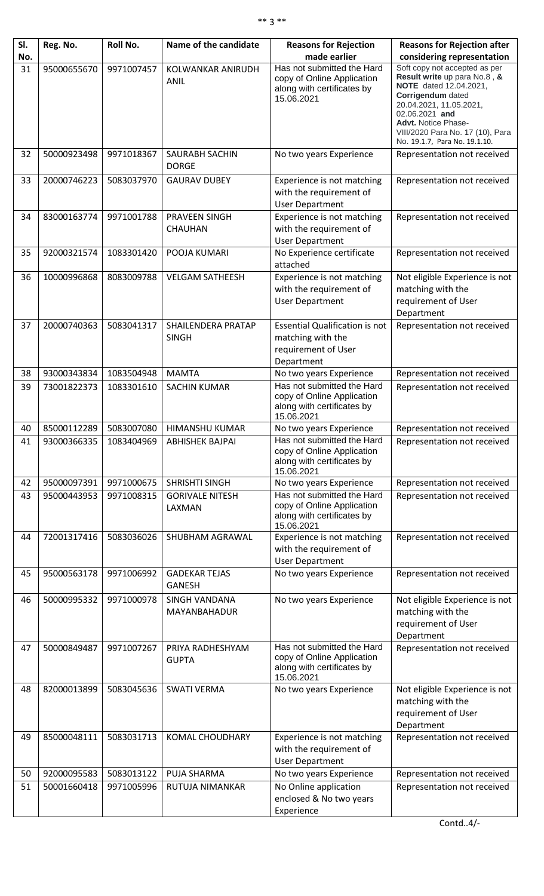| Sl. No. | Reg. No. | Roll No. | Name of the candidate | Reasons for Rejection made earlier | Reasons for Rejection after considering representation |
|---|---|---|---|---|---|
| 31 | 95000655670 | 9971007457 | KOLWANKAR ANIRUDH ANIL | Has not submitted the Hard copy of Online Application along with certificates by 15.06.2021 | Soft copy not accepted as per **Result write** up para No.8 , **& NOTE** dated 12.04.2021, **Corrigendum** dated 20.04.2021, 11.05.2021, 02.06.2021 **and Advt.** Notice Phase-VIII/2020 Para No. 17 (10), Para No. 19.1.7, Para No. 19.1.10. |
| 32 | 50000923498 | 9971018367 | SAURABH SACHIN DORGE | No two years Experience | Representation not received |
| 33 | 20000746223 | 5083037970 | GAURAV DUBEY | Experience is not matching with the requirement of User Department | Representation not received |
| 34 | 83000163774 | 9971001788 | PRAVEEN SINGH CHAUHAN | Experience is not matching with the requirement of User Department | Representation not received |
| 35 | 92000321574 | 1083301420 | POOJA KUMARI | No Experience certificate attached | Representation not received |
| 36 | 10000996868 | 8083009788 | VELGAM SATHEESH | Experience is not matching with the requirement of User Department | Not eligible Experience is not matching with the requirement of User Department |
| 37 | 20000740363 | 5083041317 | SHAILENDERA PRATAP SINGH | Essential Qualification is not matching with the requirement of User Department | Representation not received |
| 38 | 93000343834 | 1083504948 | MAMTA | No two years Experience | Representation not received |
| 39 | 73001822373 | 1083301610 | SACHIN KUMAR | Has not submitted the Hard copy of Online Application along with certificates by 15.06.2021 | Representation not received |
| 40 | 85000112289 | 5083007080 | HIMANSHU KUMAR | No two years Experience | Representation not received |
| 41 | 93000366335 | 1083404969 | ABHISHEK BAJPAI | Has not submitted the Hard copy of Online Application along with certificates by 15.06.2021 | Representation not received |
| 42 | 95000097391 | 9971000675 | SHRISHTI SINGH | No two years Experience | Representation not received |
| 43 | 95000443953 | 9971008315 | GORIVALE NITESH LAXMAN | Has not submitted the Hard copy of Online Application along with certificates by 15.06.2021 | Representation not received |
| 44 | 72001317416 | 5083036026 | SHUBHAM AGRAWAL | Experience is not matching with the requirement of User Department | Representation not received |
| 45 | 95000563178 | 9971006992 | GADEKAR TEJAS GANESH | No two years Experience | Representation not received |
| 46 | 50000995332 | 9971000978 | SINGH VANDANA MAYANBAHADUR | No two years Experience | Not eligible Experience is not matching with the requirement of User Department |
| 47 | 50000849487 | 9971007267 | PRIYA RADHESHYAM GUPTA | Has not submitted the Hard copy of Online Application along with certificates by 15.06.2021 | Representation not received |
| 48 | 82000013899 | 5083045636 | SWATI VERMA | No two years Experience | Not eligible Experience is not matching with the requirement of User Department |
| 49 | 85000048111 | 5083031713 | KOMAL CHOUDHARY | Experience is not matching with the requirement of User Department | Representation not received |
| 50 | 92000095583 | 5083013122 | PUJA SHARMA | No two years Experience | Representation not received |
| 51 | 50001660418 | 9971005996 | RUTUJA NIMANKAR | No Online application enclosed & No two years Experience | Representation not received |

Contd..4/-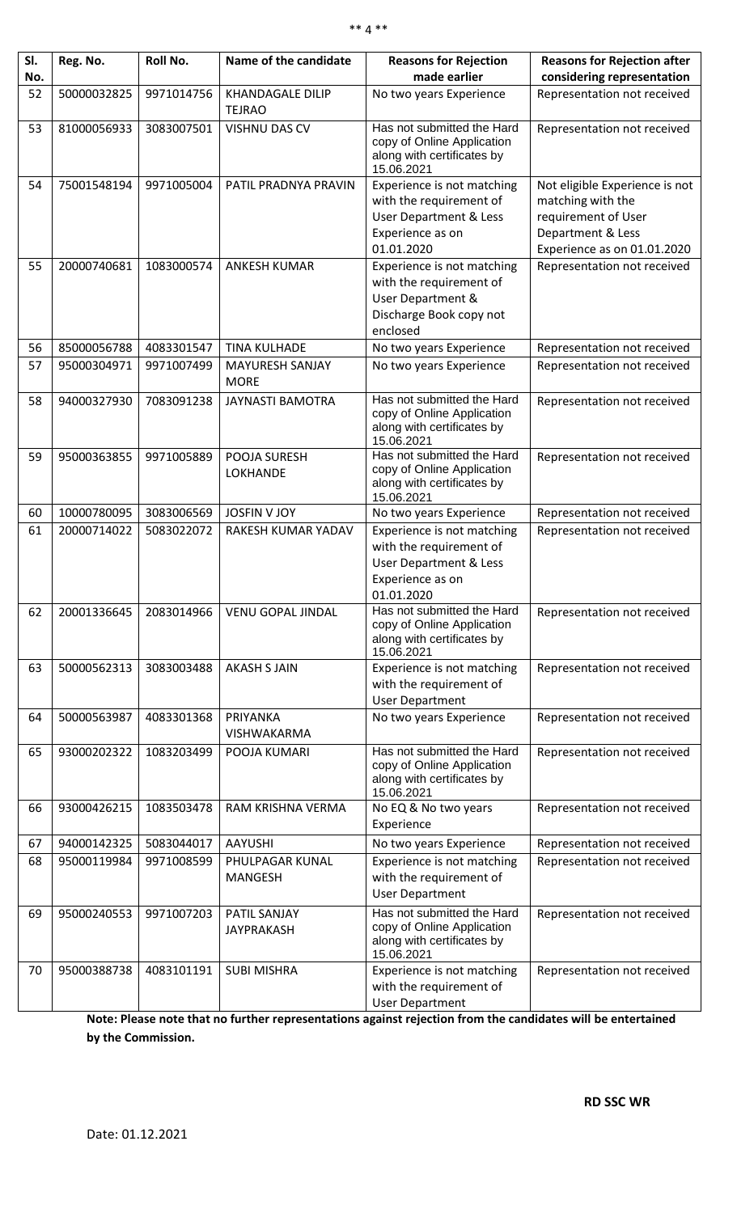| Sl. No. | Reg. No. | Roll No. | Name of the candidate | Reasons for Rejection made earlier | Reasons for Rejection after considering representation |
|---|---|---|---|---|---|
| 52 | 50000032825 | 9971014756 | KHANDAGALE DILIP TEJRAO | No two years Experience | Representation not received |
| 53 | 81000056933 | 3083007501 | VISHNU DAS CV | Has not submitted the Hard copy of Online Application along with certificates by 15.06.2021 | Representation not received |
| 54 | 75001548194 | 9971005004 | PATIL PRADNYA PRAVIN | Experience is not matching with the requirement of User Department & Less Experience as on 01.01.2020 | Not eligible Experience is not matching with the requirement of User Department & Less Experience as on 01.01.2020 |
| 55 | 20000740681 | 1083000574 | ANKESH KUMAR | Experience is not matching with the requirement of User Department & Discharge Book copy not enclosed | Representation not received |
| 56 | 85000056788 | 4083301547 | TINA KULHADE | No two years Experience | Representation not received |
| 57 | 95000304971 | 9971007499 | MAYURESH SANJAY MORE | No two years Experience | Representation not received |
| 58 | 94000327930 | 7083091238 | JAYNASTI BAMOTRA | Has not submitted the Hard copy of Online Application along with certificates by 15.06.2021 | Representation not received |
| 59 | 95000363855 | 9971005889 | POOJA SURESH LOKHANDE | Has not submitted the Hard copy of Online Application along with certificates by 15.06.2021 | Representation not received |
| 60 | 10000780095 | 3083006569 | JOSFIN V JOY | No two years Experience | Representation not received |
| 61 | 20000714022 | 5083022072 | RAKESH KUMAR YADAV | Experience is not matching with the requirement of User Department & Less Experience as on 01.01.2020 | Representation not received |
| 62 | 20001336645 | 2083014966 | VENU GOPAL JINDAL | Has not submitted the Hard copy of Online Application along with certificates by 15.06.2021 | Representation not received |
| 63 | 50000562313 | 3083003488 | AKASH S JAIN | Experience is not matching with the requirement of User Department | Representation not received |
| 64 | 50000563987 | 4083301368 | PRIYANKA VISHWAKARMA | No two years Experience | Representation not received |
| 65 | 93000202322 | 1083203499 | POOJA KUMARI | Has not submitted the Hard copy of Online Application along with certificates by 15.06.2021 | Representation not received |
| 66 | 93000426215 | 1083503478 | RAM KRISHNA VERMA | No EQ & No two years Experience | Representation not received |
| 67 | 94000142325 | 5083044017 | AAYUSHI | No two years Experience | Representation not received |
| 68 | 95000119984 | 9971008599 | PHULPAGAR KUNAL MANGESH | Experience is not matching with the requirement of User Department | Representation not received |
| 69 | 95000240553 | 9971007203 | PATIL SANJAY JAYPRAKASH | Has not submitted the Hard copy of Online Application along with certificates by 15.06.2021 | Representation not received |
| 70 | 95000388738 | 4083101191 | SUBI MISHRA | Experience is not matching with the requirement of User Department | Representation not received |

**Note: Please note that no further representations against rejection from the candidates will be entertained by the Commission.**

**RD SSC WR**

Date: 01.12.2021